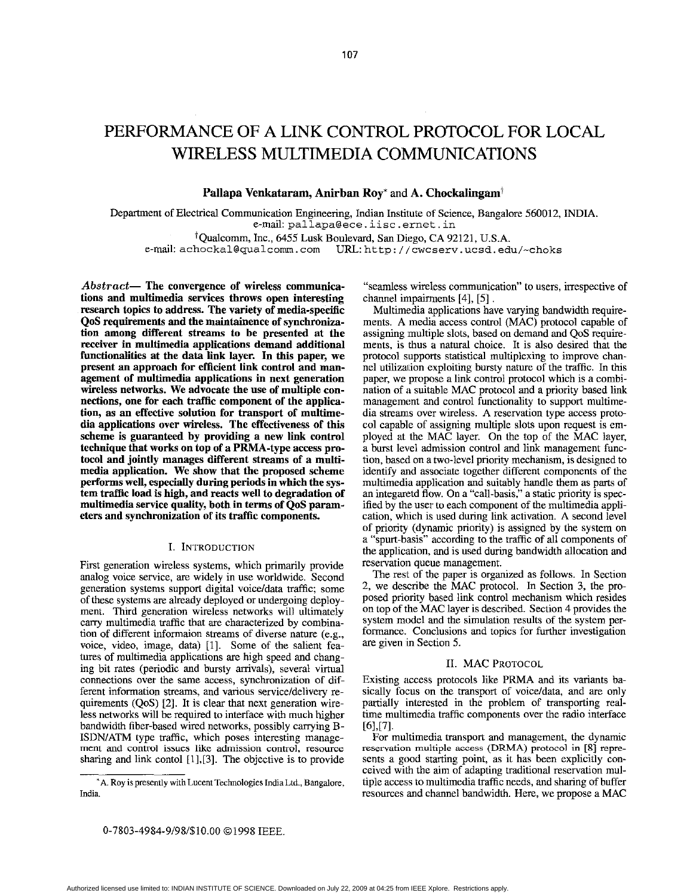# PERFORMANCE OF A LINK CONTROL PROTOCOL FOR LOCAL WIRELESS MULTIMEDIA COMMUNICATIONS

**Pallapa Venkataram, Anirban Roy*** and **A. Chockalingam†**

Department of Electrical Communication Engineering, Indian Institute of Science, Bangalore 560012, INDIA.
e-mail: pallapa@ece.iisc.ernet.in
†Qualcomm, Inc., 6455 Lusk Boulevard, San Diego, CA 92121, U.S.A.
e-mail: achockal@qualcomm.com URL: http://cwcserv.ucsd.edu/~choks

*Abstract*— **The convergence of wireless communications and multimedia services throws open interesting research topics to address. The variety of media-specific QoS requirements and the maintainence of synchronization among different streams to be presented at the receiver in multimedia applications demand additional functionalities at the data link layer. In this paper, we present an approach for efficient link control and management of multimedia applications in next generation wireless networks. We advocate the use of multiple connections, one for each traffic component of the application, as an effective solution for transport of multimedia applications over wireless. The effectiveness of this scheme is guaranteed by providing a new link control technique that works on top of a PRMA-type access protocol and jointly manages different streams of a multimedia application. We show that the proposed scheme performs well, especially during periods in which the system traffic load is high, and reacts well to degradation of multimedia service quality, both in terms of QoS parameters and synchronization of its traffic components.**

## I. Introduction

First generation wireless systems, which primarily provide analog voice service, are widely in use worldwide. Second generation systems support digital voice/data traffic; some of these systems are already deployed or undergoing deployment. Third generation wireless networks will ultimately carry multimedia traffic that are characterized by combination of different informaion streams of diverse nature (e.g., voice, video, image, data) [1]. Some of the salient features of multimedia applications are high speed and changing bit rates (periodic and bursty arrivals), several virtual connections over the same access, synchronization of different information streams, and various service/delivery requirements (QoS) [2]. It is clear that next generation wireless networks will be required to interface with much higher bandwidth fiber-based wired networks, possibly carrying B-ISDN/ATM type traffic, which poses interesting management and control issues like admission control, resource sharing and link contol [1],[3]. The objective is to provide "seamless wireless communication" to users, irrespective of channel impairments [4], [5].

Multimedia applications have varying bandwidth requirements. A media access control (MAC) protocol capable of assigning multiple slots, based on demand and QoS requirements, is thus a natural choice. It is also desired that the protocol supports statistical multiplexing to improve channel utilization exploiting bursty nature of the traffic. In this paper, we propose a link control protocol which is a combination of a suitable MAC protocol and a priority based link management and control functionality to support multimedia streams over wireless. A reservation type access protocol capable of assigning multiple slots upon request is employed at the MAC layer. On the top of the MAC layer, a burst level admission control and link management function, based on a two-level priority mechanism, is designed to identify and associate together different components of the multimedia application and suitably handle them as parts of an integaretd flow. On a "call-basis," a static priority is specified by the user to each component of the multimedia application, which is used during link activation. A second level of priority (dynamic priority) is assigned by the system on a "spurt-basis" according to the traffic of all components of the application, and is used during bandwidth allocation and reservation queue management.

The rest of the paper is organized as follows. In Section 2, we describe the MAC protocol. In Section 3, the proposed priority based link control mechanism which resides on top of the MAC layer is described. Section 4 provides the system model and the simulation results of the system performance. Conclusions and topics for further investigation are given in Section 5.

## II. MAC Protocol

Existing access protocols like PRMA and its variants basically focus on the transport of voice/data, and are only partially interested in the problem of transporting real-time multimedia traffic components over the radio interface [6],[7].

For multimedia transport and management, the dynamic reservation multiple access (DRMA) protocol in [8] represents a good starting point, as it has been explicitly conceived with the aim of adapting traditional reservation multiple access to multimedia traffic needs, and sharing of buffer resources and channel bandwidth. Here, we propose a MAC

*A. Roy is presently with Lucent Technologies India Ltd., Bangalore, India.

0-7803-4984-9/98/$10.00 ©1998 IEEE.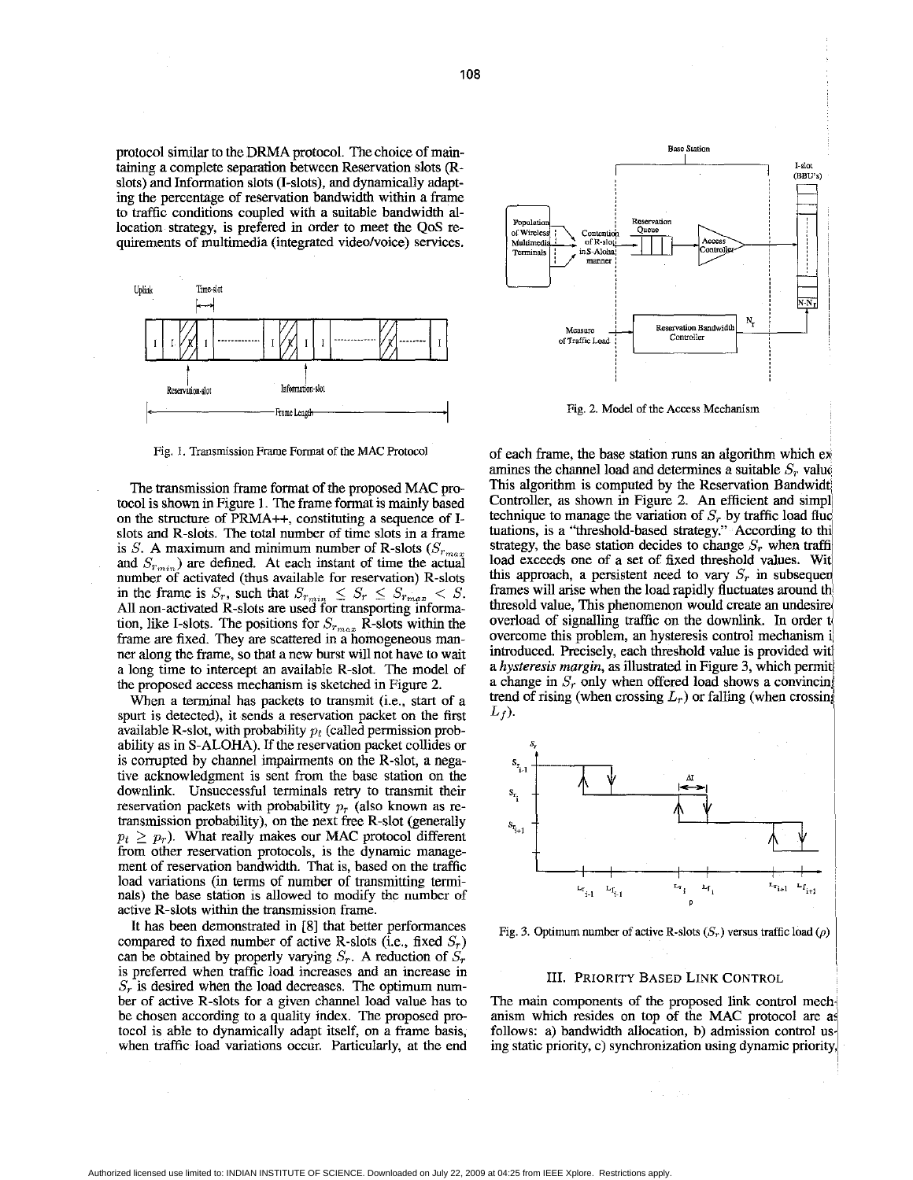protocol similar to the DRMA protocol. The choice of maintaining a complete separation between Reservation slots (R-slots) and Information slots (I-slots), and dynamically adapting the percentage of reservation bandwidth within a frame to traffic conditions coupled with a suitable bandwidth allocation strategy, is prefered in order to meet the QoS requirements of multimedia (integrated video/voice) services.

Fig. 1. Transmission Frame Format of the MAC Protocol

The transmission frame format of the proposed MAC protocol is shown in Figure 1. The frame format is mainly based on the structure of PRMA++, constituting a sequence of I-slots and R-slots. The total number of time slots in a frame is $S$. A maximum and minimum number of R-slots ($S_{r_{max}}$ and $S_{r_{min}}$) are defined. At each instant of time the actual number of activated (thus available for reservation) R-slots in the frame is $S_r$, such that $S_{r_{min}} \leq S_r \leq S_{r_{max}} < S$. All non-activated R-slots are used for transporting information, like I-slots. The positions for $S_{r_{max}}$ R-slots within the frame are fixed. They are scattered in a homogeneous manner along the frame, so that a new burst will not have to wait a long time to intercept an available R-slot. The model of the proposed access mechanism is sketched in Figure 2.

When a terminal has packets to transmit (i.e., start of a spurt is detected), it sends a reservation packet on the first available R-slot, with probability $p_t$ (called permission probability as in S-ALOHA). If the reservation packet collides or is corrupted by channel impairments on the R-slot, a negative acknowledgment is sent from the base station on the downlink. Unsuccessful terminals retry to transmit their reservation packets with probability $p_r$ (also known as retransmission probability), on the next free R-slot (generally $p_t \geq p_r$). What really makes our MAC protocol different from other reservation protocols, is the dynamic management of reservation bandwidth. That is, based on the traffic load variations (in terms of number of transmitting terminals) the base station is allowed to modify the number of active R-slots within the transmission frame.

It has been demonstrated in [8] that better performances compared to fixed number of active R-slots (i.e., fixed $S_r$) can be obtained by properly varying $S_r$. A reduction of $S_r$ is preferred when traffic load increases and an increase in $S_r$ is desired when the load decreases. The optimum number of active R-slots for a given channel load value has to be chosen according to a quality index. The proposed protocol is able to dynamically adapt itself, on a frame basis, when traffic load variations occur. Particularly, at the end of each frame, the base station runs an algorithm which examines the channel load and determines a suitable $S_r$ value. This algorithm is computed by the Reservation Bandwidth Controller, as shown in Figure 2. An efficient and simple technique to manage the variation of $S_r$ by traffic load fluctuations, is a "threshold-based strategy." According to this strategy, the base station decides to change $S_r$ when traffic load exceeds one of a set of fixed threshold values. With this approach, a persistent need to vary $S_r$ in subsequent frames will arise when the load rapidly fluctuates around the thresold value, This phenomenon would create an undesired overload of signalling traffic on the downlink. In order to overcome this problem, an hysteresis control mechanism is introduced. Precisely, each threshold value is provided with a *hysteresis margin*, as illustrated in Figure 3, which permits a change in $S_r$ only when offered load shows a convincing trend of rising (when crossing $L_r$) or falling (when crossing $L_f$).

Fig. 2. Model of the Access Mechanism

Fig. 3. Optimum number of active R-slots ($S_r$) versus traffic load ($\rho$)

## III. Priority Based Link Control

The main components of the proposed link control mechanism which resides on top of the MAC protocol are as follows: a) bandwidth allocation, b) admission control using static priority, c) synchronization using dynamic priority,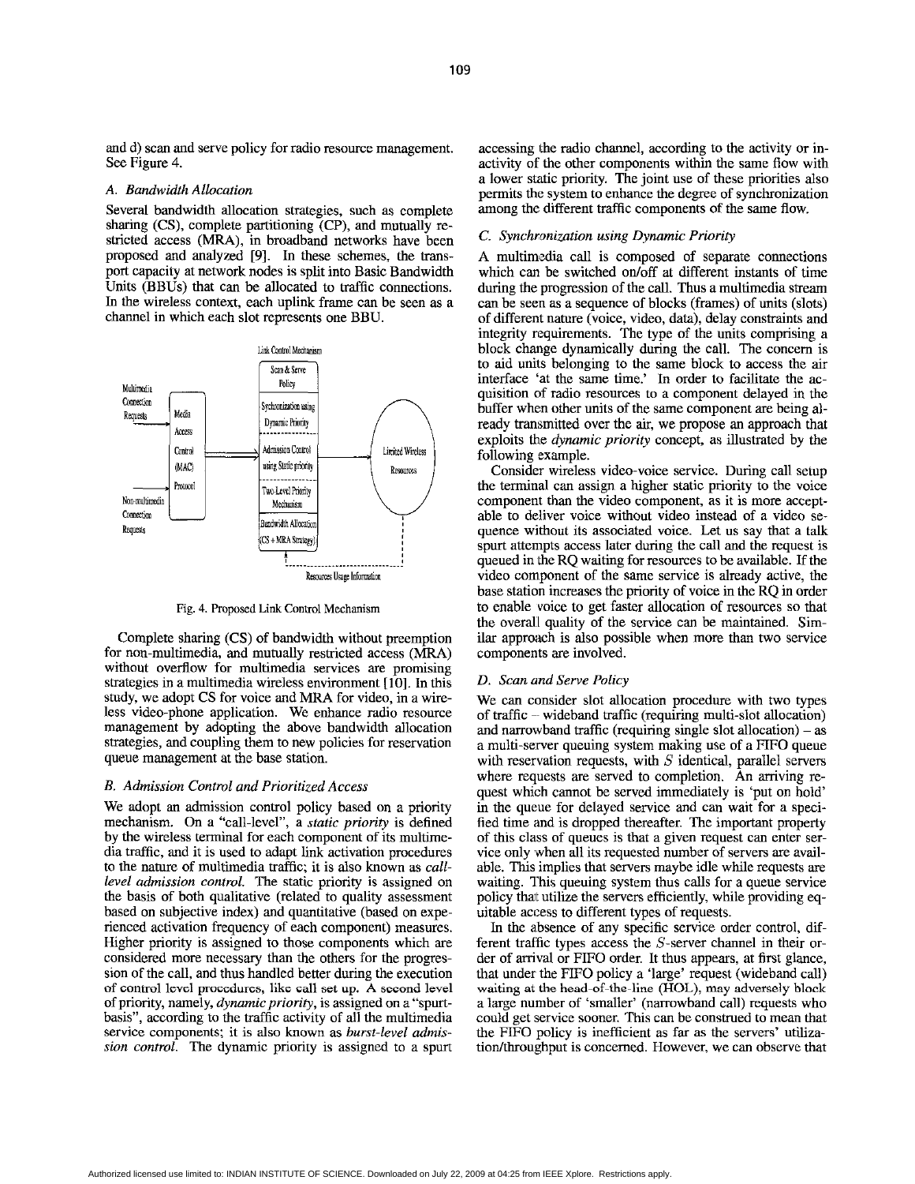and d) scan and serve policy for radio resource management. See Figure 4.

### A. Bandwidth Allocation

Several bandwidth allocation strategies, such as complete sharing (CS), complete partitioning (CP), and mutually restricted access (MRA), in broadband networks have been proposed and analyzed [9]. In these schemes, the transport capacity at network nodes is split into Basic Bandwidth Units (BBUs) that can be allocated to traffic connections. In the wireless context, each uplink frame can be seen as a channel in which each slot represents one BBU.

Link Control Mechanism
Multimedia Connection Requests
Non-multimedia Connection Requests
Media Access Control (MAC) Protocol
Scan & Serve Policy
Synchronization using Dynamic Priority
Admission Control using Static priority
Two-Level Priority Mechanism
Bandwidth Allocation (CS + MRA Strategy)
Limited Wireless Resources
Resources Usage Information

Fig. 4. Proposed Link Control Mechanism

Complete sharing (CS) of bandwidth without preemption for non-multimedia, and mutually restricted access (MRA) without overflow for multimedia services are promising strategies in a multimedia wireless environment [10]. In this study, we adopt CS for voice and MRA for video, in a wireless video-phone application. We enhance radio resource management by adopting the above bandwidth allocation strategies, and coupling them to new policies for reservation queue management at the base station.

### B. Admission Control and Prioritized Access

We adopt an admission control policy based on a priority mechanism. On a "call-level", a *static priority* is defined by the wireless terminal for each component of its multimedia traffic, and it is used to adapt link activation procedures to the nature of multimedia traffic; it is also known as *call-level admission control*. The static priority is assigned on the basis of both qualitative (related to quality assessment based on subjective index) and quantitative (based on experienced activation frequency of each component) measures. Higher priority is assigned to those components which are considered more necessary than the others for the progression of the call, and thus handled better during the execution of control level procedures, like call set up. A second level of priority, namely, *dynamic priority*, is assigned on a "spurt-basis", according to the traffic activity of all the multimedia service components; it is also known as *burst-level admission control*. The dynamic priority is assigned to a spurt accessing the radio channel, according to the activity or inactivity of the other components within the same flow with a lower static priority. The joint use of these priorities also permits the system to enhance the degree of synchronization among the different traffic components of the same flow.

### C. Synchronization using Dynamic Priority

A multimedia call is composed of separate connections which can be switched on/off at different instants of time during the progression of the call. Thus a multimedia stream can be seen as a sequence of blocks (frames) of units (slots) of different nature (voice, video, data), delay constraints and integrity requirements. The type of the units comprising a block change dynamically during the call. The concern is to aid units belonging to the same block to access the air interface 'at the same time.' In order to facilitate the acquisition of radio resources to a component delayed in the buffer when other units of the same component are being already transmitted over the air, we propose an approach that exploits the *dynamic priority* concept, as illustrated by the following example.

Consider wireless video-voice service. During call setup the terminal can assign a higher static priority to the voice component than the video component, as it is more acceptable to deliver voice without video instead of a video sequence without its associated voice. Let us say that a talk spurt attempts access later during the call and the request is queued in the RQ waiting for resources to be available. If the video component of the same service is already active, the base station increases the priority of voice in the RQ in order to enable voice to get faster allocation of resources so that the overall quality of the service can be maintained. Similar approach is also possible when more than two service components are involved.

### D. Scan and Serve Policy

We can consider slot allocation procedure with two types of traffic – wideband traffic (requiring multi-slot allocation) and narrowband traffic (requiring single slot allocation) – as a multi-server queuing system making use of a FIFO queue with reservation requests, with $S$ identical, parallel servers where requests are served to completion. An arriving request which cannot be served immediately is 'put on hold' in the queue for delayed service and can wait for a specified time and is dropped thereafter. The important property of this class of queues is that a given request can enter service only when all its requested number of servers are available. This implies that servers maybe idle while requests are waiting. This queuing system thus calls for a queue service policy that utilize the servers efficiently, while providing equitable access to different types of requests.

In the absence of any specific service order control, different traffic types access the $S$-server channel in their order of arrival or FIFO order. It thus appears, at first glance, that under the FIFO policy a 'large' request (wideband call) waiting at the head-of-the-line (HOL), may adversely block a large number of 'smaller' (narrowband call) requests who could get service sooner. This can be construed to mean that the FIFO policy is inefficient as far as the servers' utilization/throughput is concerned. However, we can observe that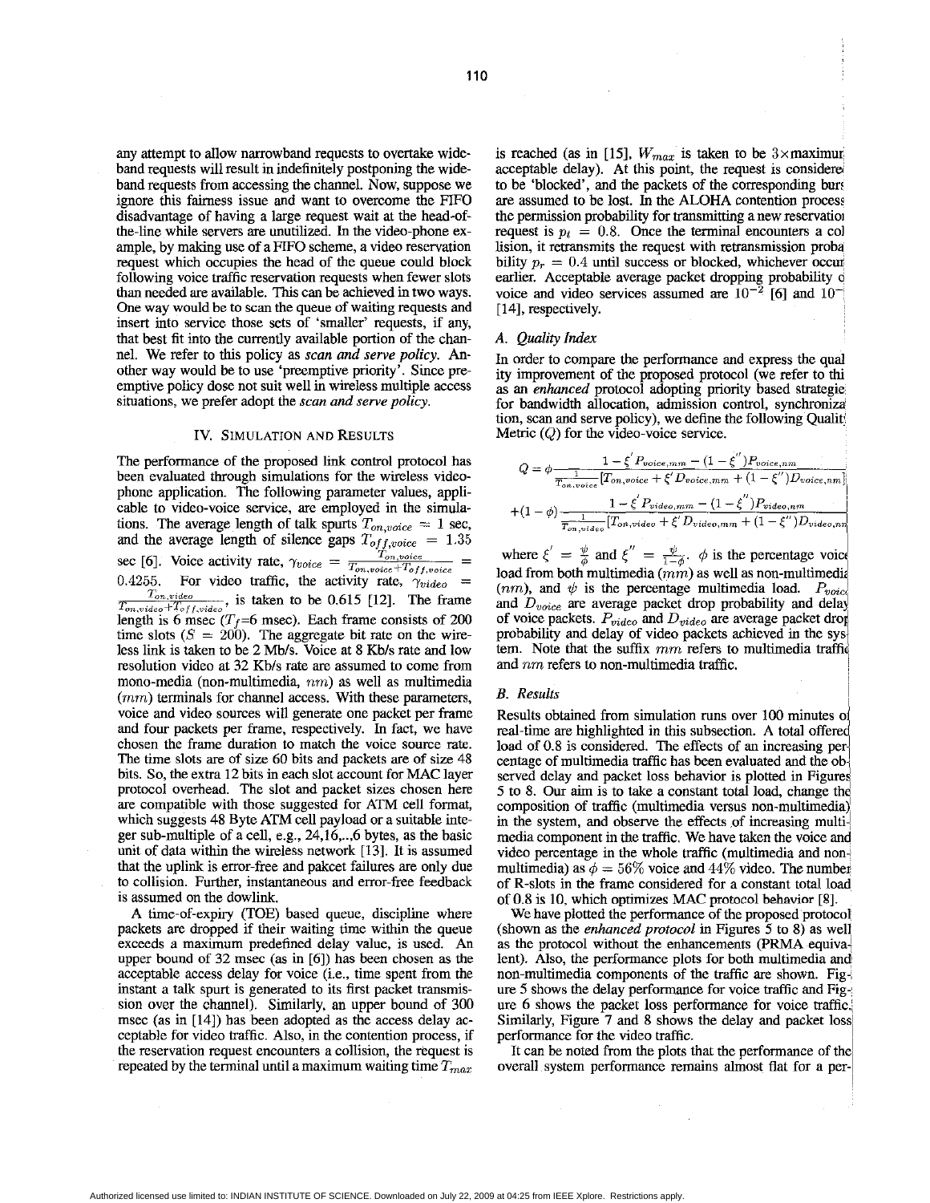any attempt to allow narrowband requests to overtake wideband requests will result in indefinitely postponing the wideband requests from accessing the channel. Now, suppose we ignore this fairness issue and want to overcome the FIFO disadvantage of having a large request wait at the head-of-the-line while servers are unutilized. In the video-phone example, by making use of a FIFO scheme, a video reservation request which occupies the head of the queue could block following voice traffic reservation requests when fewer slots than needed are available. This can be achieved in two ways. One way would be to scan the queue of waiting requests and insert into service those sets of 'smaller' requests, if any, that best fit into the currently available portion of the channel. We refer to this policy as *scan and serve policy*. Another way would be to use 'preemptive priority'. Since preemptive policy dose not suit well in wireless multiple access situations, we prefer adopt the *scan and serve policy*.

## IV. Simulation and Results

The performance of the proposed link control protocol has been evaluated through simulations for the wireless videophone application. The following parameter values, applicable to video-voice service, are employed in the simulations. The average length of talk spurts $T_{on,voice} = 1$ sec, and the average length of silence gaps $T_{off,voice} = 1.35$ sec [6]. Voice activity rate, $\gamma_{voice} = \frac{T_{on,voice}}{T_{on,voice}+T_{off,voice}} = 0.4255$. For video traffic, the activity rate, $\gamma_{video} = \frac{T_{on,video}}{T_{on,video}+T_{off,video}}$, is taken to be 0.615 [12]. The frame length is 6 msec ($T_f$=6 msec). Each frame consists of 200 time slots ($S = 200$). The aggregate bit rate on the wireless link is taken to be 2 Mb/s. Voice at 8 Kb/s rate and low resolution video at 32 Kb/s rate are assumed to come from mono-media (non-multimedia, $nm$) as well as multimedia ($mm$) terminals for channel access. With these parameters, voice and video sources will generate one packet per frame and four packets per frame, respectively. In fact, we have chosen the frame duration to match the voice source rate. The time slots are of size 60 bits and packets are of size 48 bits. So, the extra 12 bits in each slot account for MAC layer protocol overhead. The slot and packet sizes chosen here are compatible with those suggested for ATM cell format, which suggests 48 Byte ATM cell payload or a suitable integer sub-multiple of a cell, e.g., 24,16,..,6 bytes, as the basic unit of data within the wireless network [13]. It is assumed that the uplink is error-free and pakcet failures are only due to collision. Further, instantaneous and error-free feedback is assumed on the dowlink.

A time-of-expiry (TOE) based queue, discipline where packets are dropped if their waiting time within the queue exceeds a maximum predefined delay value, is used. An upper bound of 32 msec (as in [6]) has been chosen as the acceptable access delay for voice (i.e., time spent from the instant a talk spurt is generated to its first packet transmission over the channel). Similarly, an upper bound of 300 msec (as in [14]) has been adopted as the access delay acceptable for video traffic. Also, in the contention process, if the reservation request encounters a collision, the request is repeated by the terminal until a maximum waiting time $T_{max}$ is reached (as in [15], $W_{max}$ is taken to be 3×maximum acceptable delay). At this point, the request is considered to be 'blocked', and the packets of the corresponding burst are assumed to be lost. In the ALOHA contention process the permission probability for transmitting a new reservation request is $p_t = 0.8$. Once the terminal encounters a collision, it retransmits the request with retransmission probability $p_r = 0.4$ until success or blocked, whichever occurs earlier. Acceptable average packet dropping probability of voice and video services assumed are $10^{-2}$ [6] and $10^{-}$ [14], respectively.

### A. Quality Index

In order to compare the performance and express the quality improvement of the proposed protocol (we refer to this as an *enhanced* protocol adopting priority based strategies for bandwidth allocation, admission control, synchronization, scan and serve policy), we define the following Quality Metric ($Q$) for the video-voice service.

$$Q = \phi \frac{1 - \xi' P_{voice,mm} - (1-\xi'')P_{voice,nm}}{\frac{1}{T_{on,voice}}[T_{on,voice} + \xi' D_{voice,mm} + (1-\xi'')D_{voice,nm}]}$$

$$+(1-\phi)\frac{1 - \xi' P_{video,mm} - (1-\xi'')P_{video,nm}}{\frac{1}{T_{on,video}}[T_{on,video} + \xi' D_{video,mm} + (1-\xi'')D_{video,nm}]}$$

where $\xi' = \frac{\psi}{\phi}$ and $\xi'' = \frac{\psi}{1-\phi}$. $\phi$ is the percentage voice load from both multimedia ($mm$) as well as non-multimedia ($nm$), and $\psi$ is the percentage multimedia load. $P_{voice}$ and $D_{voice}$ are average packet drop probability and delay of voice packets. $P_{video}$ and $D_{video}$ are average packet drop probability and delay of video packets achieved in the system. Note that the suffix $mm$ refers to multimedia traffic and $nm$ refers to non-multimedia traffic.

### B. Results

Results obtained from simulation runs over 100 minutes of real-time are highlighted in this subsection. A total offered load of 0.8 is considered. The effects of an increasing percentage of multimedia traffic has been evaluated and the observed delay and packet loss behavior is plotted in Figures 5 to 8. Our aim is to take a constant total load, change the composition of traffic (multimedia versus non-multimedia) in the system, and observe the effects of increasing multimedia component in the traffic. We have taken the voice and video percentage in the whole traffic (multimedia and non-multimedia) as $\phi = 56\%$ voice and 44% video. The number of R-slots in the frame considered for a constant total load of 0.8 is 10, which optimizes MAC protocol behavior [8].

We have plotted the performance of the proposed protocol (shown as the *enhanced protocol* in Figures 5 to 8) as well as the protocol without the enhancements (PRMA equivalent). Also, the performance plots for both multimedia and non-multimedia components of the traffic are shown. Figure 5 shows the delay performance for voice traffic and Figure 6 shows the packet loss performance for voice traffic. Similarly, Figure 7 and 8 shows the delay and packet loss performance for the video traffic.

It can be noted from the plots that the performance of the overall system performance remains almost flat for a per-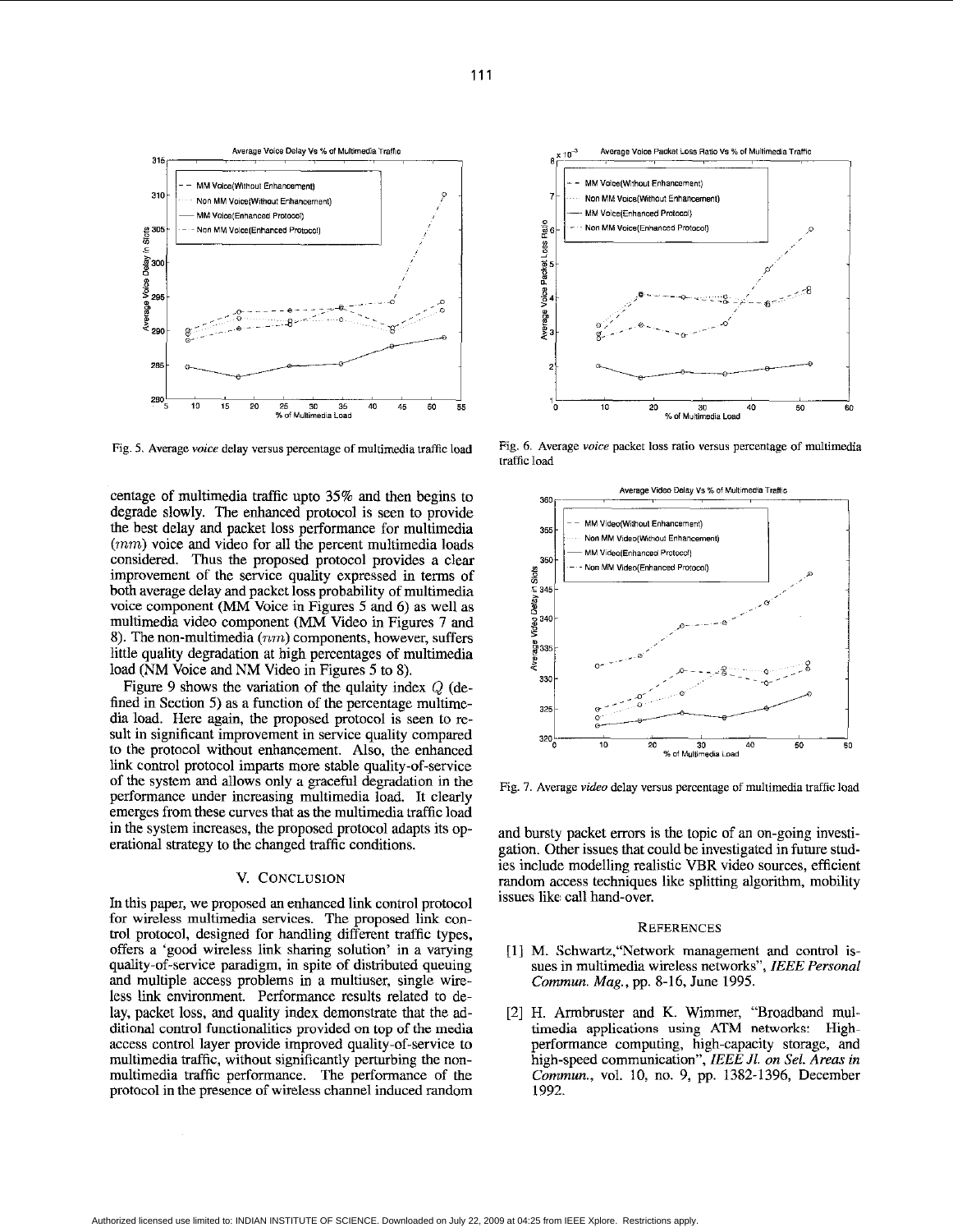Fig. 5. Average *voice* delay versus percentage of multimedia traffic load

Fig. 6. Average *voice* packet loss ratio versus percentage of multimedia traffic load

centage of multimedia traffic upto 35% and then begins to degrade slowly. The enhanced protocol is seen to provide the best delay and packet loss performance for multimedia ($mm$) voice and video for all the percent multimedia loads considered. Thus the proposed protocol provides a clear improvement of the service quality expressed in terms of both average delay and packet loss probability of multimedia voice component (MM Voice in Figures 5 and 6) as well as multimedia video component (MM Video in Figures 7 and 8). The non-multimedia ($nm$) components, however, suffers little quality degradation at high percentages of multimedia load (NM Voice and NM Video in Figures 5 to 8).

Figure 9 shows the variation of the qulaity index $Q$ (defined in Section 5) as a function of the percentage multimedia load. Here again, the proposed protocol is seen to result in significant improvement in service quality compared to the protocol without enhancement. Also, the enhanced link control protocol imparts more stable quality-of-service of the system and allows only a graceful degradation in the performance under increasing multimedia load. It clearly emerges from these curves that as the multimedia traffic load in the system increases, the proposed protocol adapts its operational strategy to the changed traffic conditions.

## V. Conclusion

In this paper, we proposed an enhanced link control protocol for wireless multimedia services. The proposed link control protocol, designed for handling different traffic types, offers a 'good wireless link sharing solution' in a varying quality-of-service paradigm, in spite of distributed queuing and multiple access problems in a multiuser, single wireless link environment. Performance results related to delay, packet loss, and quality index demonstrate that the additional control functionalities provided on top of the media access control layer provide improved quality-of-service to multimedia traffic, without significantly perturbing the non-multimedia traffic performance. The performance of the protocol in the presence of wireless channel induced random and bursty packet errors is the topic of an on-going investigation. Other issues that could be investigated in future studies include modelling realistic VBR video sources, efficient random access techniques like splitting algorithm, mobility issues like call hand-over.

Fig. 7. Average *video* delay versus percentage of multimedia traffic load

## References

[1] M. Schwartz, "Network management and control issues in multimedia wireless networks", *IEEE Personal Commun. Mag.*, pp. 8-16, June 1995.

[2] H. Armbruster and K. Wimmer, "Broadband multimedia applications using ATM networks: High-performance computing, high-capacity storage, and high-speed communication", *IEEE Jl. on Sel. Areas in Commun.*, vol. 10, no. 9, pp. 1382-1396, December 1992.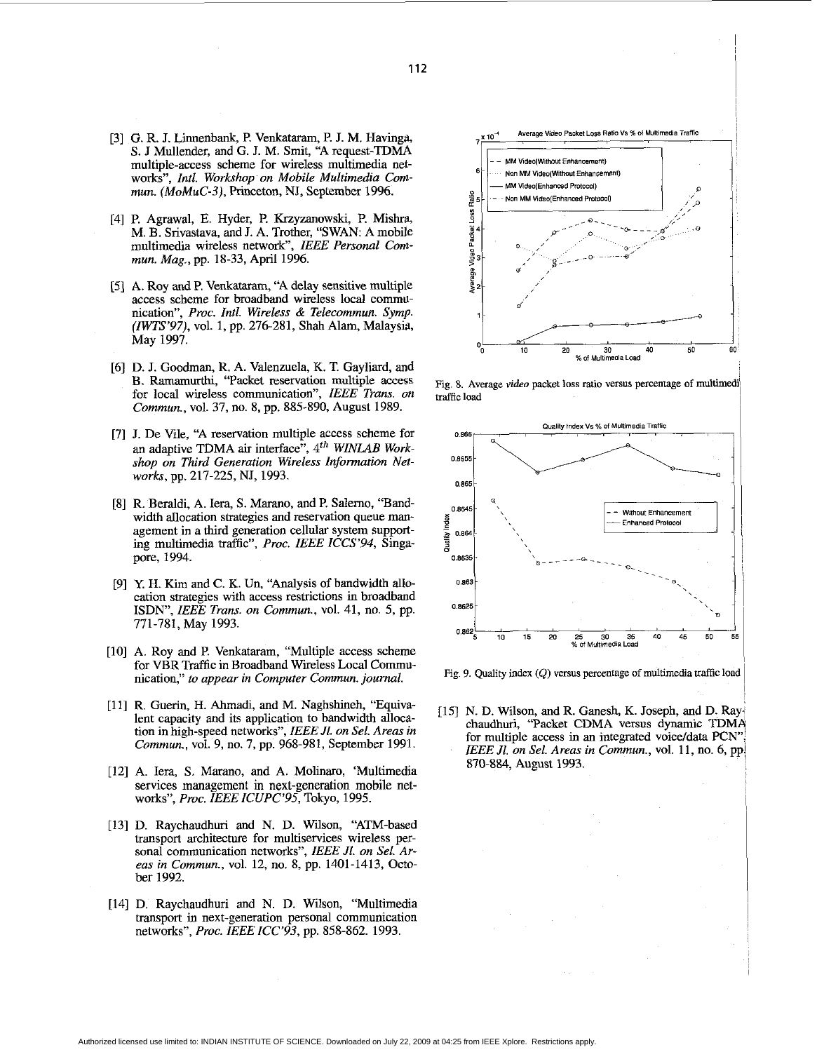[3] G. R. J. Linnenbank, P. Venkataram, P. J. M. Havinga, S. J Mullender, and G. J. M. Smit, "A request-TDMA multiple-access scheme for wireless multimedia networks", *Intl. Workshop on Mobile Multimedia Commun. (MoMuC-3)*, Princeton, NJ, September 1996.

[4] P. Agrawal, E. Hyder, P. Krzyzanowski, P. Mishra, M. B. Srivastava, and J. A. Trother, "SWAN: A mobile multimedia wireless network", *IEEE Personal Commun. Mag.*, pp. 18-33, April 1996.

[5] A. Roy and P. Venkataram, "A delay sensitive multiple access scheme for broadband wireless local communication", *Proc. Intl. Wireless & Telecommun. Symp. (IWTS'97)*, vol. 1, pp. 276-281, Shah Alam, Malaysia, May 1997.

[6] D. J. Goodman, R. A. Valenzuela, K. T. Gayliard, and B. Ramamurthi, "Packet reservation multiple access for local wireless communication", *IEEE Trans. on Commun.*, vol. 37, no. 8, pp. 885-890, August 1989.

[7] J. De Vile, "A reservation multiple access scheme for an adaptive TDMA air interface", $4^{th}$ *WINLAB Workshop on Third Generation Wireless Information Networks*, pp. 217-225, NJ, 1993.

[8] R. Beraldi, A. Iera, S. Marano, and P. Salerno, "Bandwidth allocation strategies and reservation queue management in a third generation cellular system supporting multimedia traffic", *Proc. IEEE ICCS'94*, Singapore, 1994.

[9] Y. H. Kim and C. K. Un, "Analysis of bandwidth allocation strategies with access restrictions in broadband ISDN", *IEEE Trans. on Commun.*, vol. 41, no. 5, pp. 771-781, May 1993.

[10] A. Roy and P. Venkataram, "Multiple access scheme for VBR Traffic in Broadband Wireless Local Communication," *to appear in Computer Commun. journal.*

[11] R. Guerin, H. Ahmadi, and M. Naghshineh, "Equivalent capacity and its application to bandwidth allocation in high-speed networks", *IEEE Jl. on Sel. Areas in Commun.*, vol. 9, no. 7, pp. 968-981, September 1991.

[12] A. Iera, S. Marano, and A. Molinaro, 'Multimedia services management in next-generation mobile networks", *Proc. IEEE ICUPC'95*, Tokyo, 1995.

[13] D. Raychaudhuri and N. D. Wilson, "ATM-based transport architecture for multiservices wireless personal communication networks", *IEEE Jl. on Sel. Areas in Commun.*, vol. 12, no. 8, pp. 1401-1413, October 1992.

[14] D. Raychaudhuri and N. D. Wilson, "Multimedia transport in next-generation personal communication networks", *Proc. IEEE ICC'93*, pp. 858-862. 1993.

Average Video Packet Loss Ratio Vs % of Multimedia Traffic

x $10^{-4}$

MM Video(Without Enhancement)
Non MM Video(Without Enhancement)
MM Video(Enhanced Protocol)
Non MM Video(Enhanced Protocol)

Average Video Packet Loss Ratio

% of Multimedia Load

Fig. 8. Average *video* packet loss ratio versus percentage of multimedia traffic load

Quality Index Vs % of Multimedia Traffic

Without Enhancement
Enhanced Protocol

Quality Index

% of Multimedia Load

Fig. 9. Quality index ($Q$) versus percentage of multimedia traffic load

[15] N. D. Wilson, and R. Ganesh, K. Joseph, and D. Raychaudhuri, "Packet CDMA versus dynamic TDMA for multiple access in an integrated voice/data PCN", *IEEE Jl. on Sel. Areas in Commun.*, vol. 11, no. 6, pp. 870-884, August 1993.